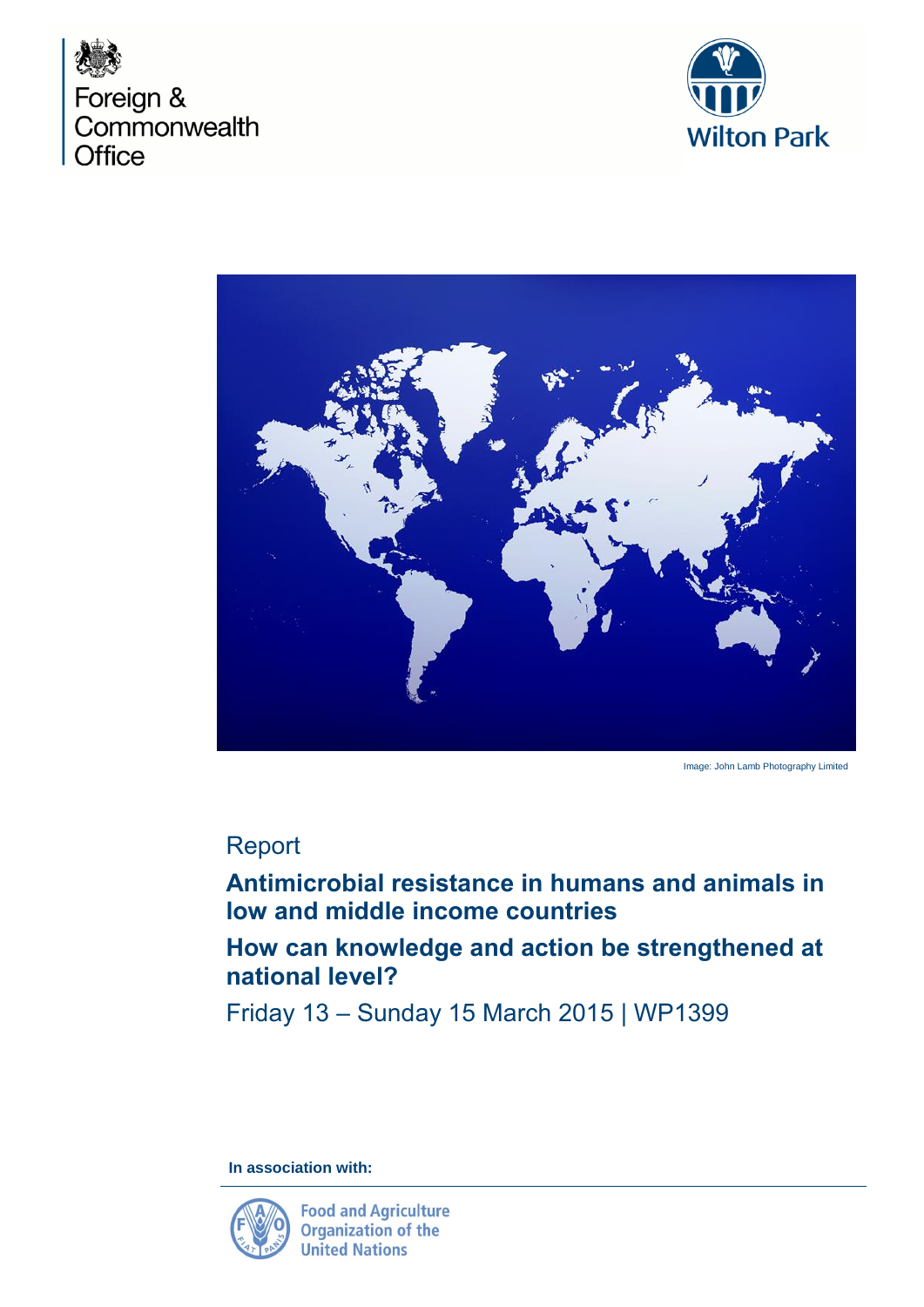Foreign & Commonwealth Office

Wilton Park

Image: John Lamb Photography Limited

Report

# Antimicrobial resistance in humans and animals in low and middle income countries

## How can knowledge and action be strengthened at national level?

Friday 13 – Sunday 15 March 2015 | WP1399

**In association with:**

Food and Agriculture Organization of the United Nations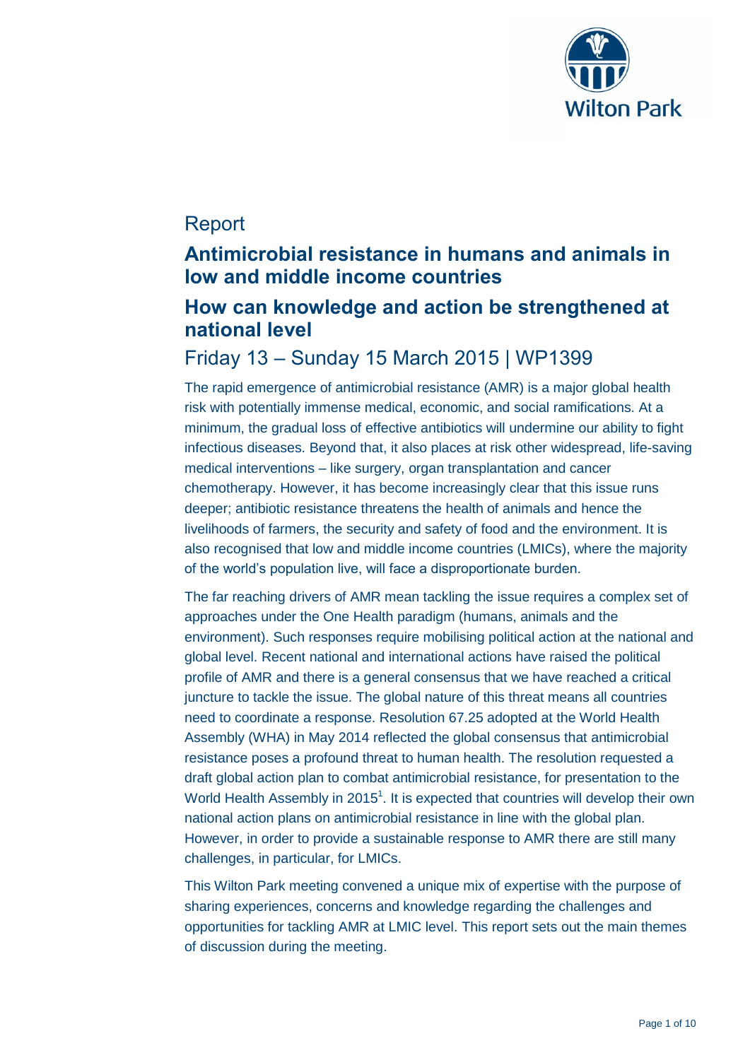# Report

## Antimicrobial resistance in humans and animals in low and middle income countries

## How can knowledge and action be strengthened at national level

# Friday 13 – Sunday 15 March 2015 | WP1399

The rapid emergence of antimicrobial resistance (AMR) is a major global health risk with potentially immense medical, economic, and social ramifications. At a minimum, the gradual loss of effective antibiotics will undermine our ability to fight infectious diseases. Beyond that, it also places at risk other widespread, life-saving medical interventions – like surgery, organ transplantation and cancer chemotherapy. However, it has become increasingly clear that this issue runs deeper; antibiotic resistance threatens the health of animals and hence the livelihoods of farmers, the security and safety of food and the environment. It is also recognised that low and middle income countries (LMICs), where the majority of the world's population live, will face a disproportionate burden.

The far reaching drivers of AMR mean tackling the issue requires a complex set of approaches under the One Health paradigm (humans, animals and the environment). Such responses require mobilising political action at the national and global level. Recent national and international actions have raised the political profile of AMR and there is a general consensus that we have reached a critical juncture to tackle the issue. The global nature of this threat means all countries need to coordinate a response. Resolution 67.25 adopted at the World Health Assembly (WHA) in May 2014 reflected the global consensus that antimicrobial resistance poses a profound threat to human health. The resolution requested a draft global action plan to combat antimicrobial resistance, for presentation to the World Health Assembly in 2015[1]. It is expected that countries will develop their own national action plans on antimicrobial resistance in line with the global plan. However, in order to provide a sustainable response to AMR there are still many challenges, in particular, for LMICs.

This Wilton Park meeting convened a unique mix of expertise with the purpose of sharing experiences, concerns and knowledge regarding the challenges and opportunities for tackling AMR at LMIC level. This report sets out the main themes of discussion during the meeting.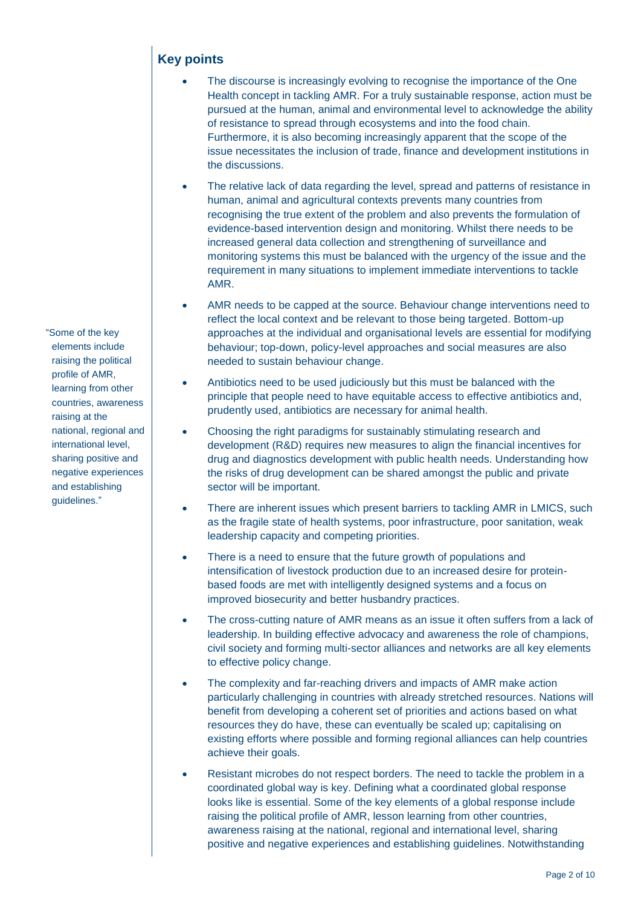## Key points

- The discourse is increasingly evolving to recognise the importance of the One Health concept in tackling AMR. For a truly sustainable response, action must be pursued at the human, animal and environmental level to acknowledge the ability of resistance to spread through ecosystems and into the food chain. Furthermore, it is also becoming increasingly apparent that the scope of the issue necessitates the inclusion of trade, finance and development institutions in the discussions.
- The relative lack of data regarding the level, spread and patterns of resistance in human, animal and agricultural contexts prevents many countries from recognising the true extent of the problem and also prevents the formulation of evidence-based intervention design and monitoring. Whilst there needs to be increased general data collection and strengthening of surveillance and monitoring systems this must be balanced with the urgency of the issue and the requirement in many situations to implement immediate interventions to tackle AMR.
- AMR needs to be capped at the source. Behaviour change interventions need to reflect the local context and be relevant to those being targeted. Bottom-up approaches at the individual and organisational levels are essential for modifying behaviour; top-down, policy-level approaches and social measures are also needed to sustain behaviour change.
- Antibiotics need to be used judiciously but this must be balanced with the principle that people need to have equitable access to effective antibiotics and, prudently used, antibiotics are necessary for animal health.
- Choosing the right paradigms for sustainably stimulating research and development (R&D) requires new measures to align the financial incentives for drug and diagnostics development with public health needs. Understanding how the risks of drug development can be shared amongst the public and private sector will be important.
- There are inherent issues which present barriers to tackling AMR in LMICS, such as the fragile state of health systems, poor infrastructure, poor sanitation, weak leadership capacity and competing priorities.
- There is a need to ensure that the future growth of populations and intensification of livestock production due to an increased desire for protein-based foods are met with intelligently designed systems and a focus on improved biosecurity and better husbandry practices.
- The cross-cutting nature of AMR means as an issue it often suffers from a lack of leadership. In building effective advocacy and awareness the role of champions, civil society and forming multi-sector alliances and networks are all key elements to effective policy change.
- The complexity and far-reaching drivers and impacts of AMR make action particularly challenging in countries with already stretched resources. Nations will benefit from developing a coherent set of priorities and actions based on what resources they do have, these can eventually be scaled up; capitalising on existing efforts where possible and forming regional alliances can help countries achieve their goals.
- Resistant microbes do not respect borders. The need to tackle the problem in a coordinated global way is key. Defining what a coordinated global response looks like is essential. Some of the key elements of a global response include raising the political profile of AMR, lesson learning from other countries, awareness raising at the national, regional and international level, sharing positive and negative experiences and establishing guidelines. Notwithstanding

> "Some of the key elements include raising the political profile of AMR, learning from other countries, awareness raising at the national, regional and international level, sharing positive and negative experiences and establishing guidelines."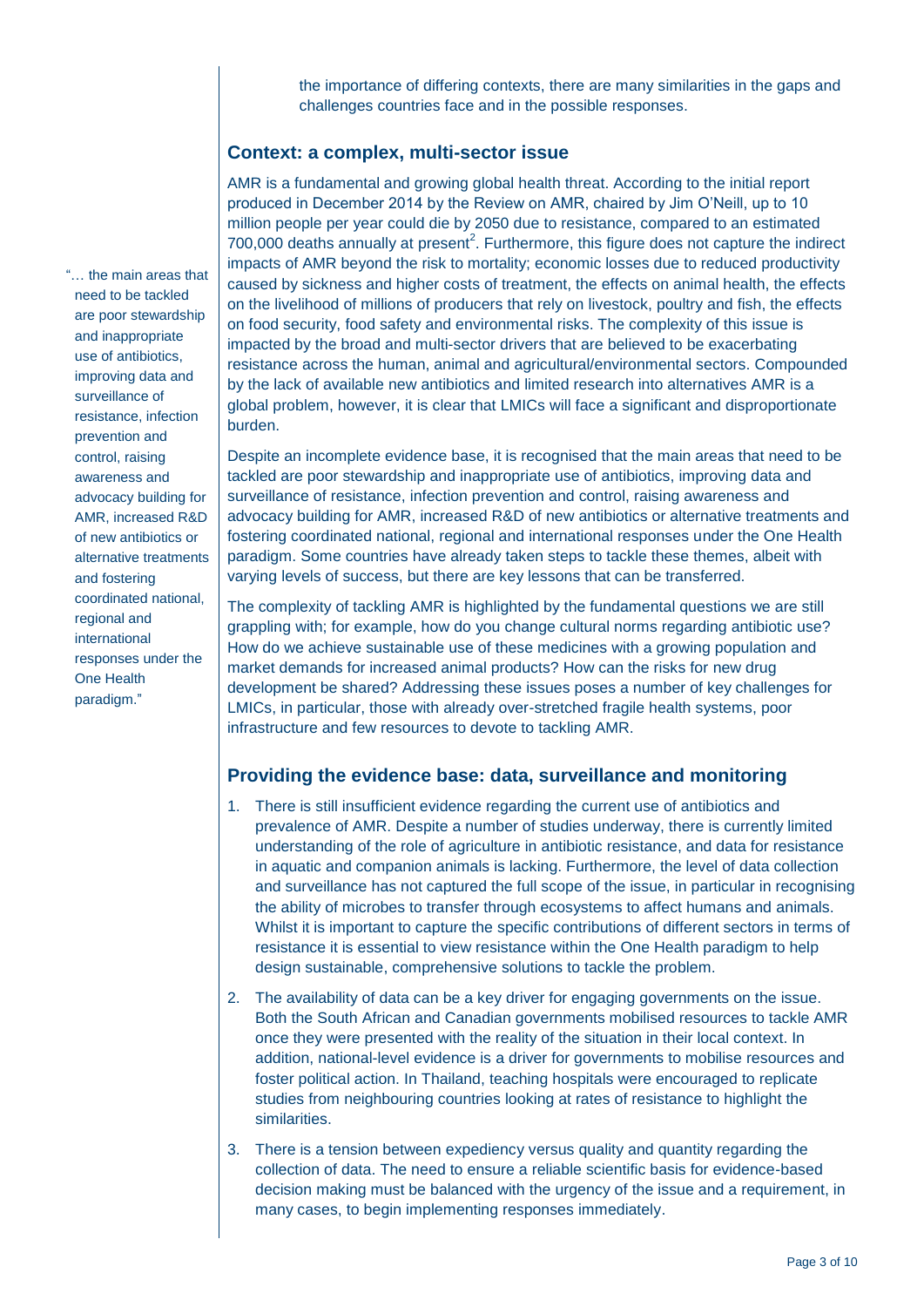the importance of differing contexts, there are many similarities in the gaps and challenges countries face and in the possible responses.

## Context: a complex, multi-sector issue

AMR is a fundamental and growing global health threat. According to the initial report produced in December 2014 by the Review on AMR, chaired by Jim O'Neill, up to 10 million people per year could die by 2050 due to resistance, compared to an estimated 700,000 deaths annually at present[2]. Furthermore, this figure does not capture the indirect impacts of AMR beyond the risk to mortality; economic losses due to reduced productivity caused by sickness and higher costs of treatment, the effects on animal health, the effects on the livelihood of millions of producers that rely on livestock, poultry and fish, the effects on food security, food safety and environmental risks. The complexity of this issue is impacted by the broad and multi-sector drivers that are believed to be exacerbating resistance across the human, animal and agricultural/environmental sectors. Compounded by the lack of available new antibiotics and limited research into alternatives AMR is a global problem, however, it is clear that LMICs will face a significant and disproportionate burden.

Despite an incomplete evidence base, it is recognised that the main areas that need to be tackled are poor stewardship and inappropriate use of antibiotics, improving data and surveillance of resistance, infection prevention and control, raising awareness and advocacy building for AMR, increased R&D of new antibiotics or alternative treatments and fostering coordinated national, regional and international responses under the One Health paradigm. Some countries have already taken steps to tackle these themes, albeit with varying levels of success, but there are key lessons that can be transferred.

> "… the main areas that need to be tackled are poor stewardship and inappropriate use of antibiotics, improving data and surveillance of resistance, infection prevention and control, raising awareness and advocacy building for AMR, increased R&D of new antibiotics or alternative treatments and fostering coordinated national, regional and international responses under the One Health paradigm."

The complexity of tackling AMR is highlighted by the fundamental questions we are still grappling with; for example, how do you change cultural norms regarding antibiotic use? How do we achieve sustainable use of these medicines with a growing population and market demands for increased animal products? How can the risks for new drug development be shared? Addressing these issues poses a number of key challenges for LMICs, in particular, those with already over-stretched fragile health systems, poor infrastructure and few resources to devote to tackling AMR.

## Providing the evidence base: data, surveillance and monitoring

1. There is still insufficient evidence regarding the current use of antibiotics and prevalence of AMR. Despite a number of studies underway, there is currently limited understanding of the role of agriculture in antibiotic resistance, and data for resistance in aquatic and companion animals is lacking. Furthermore, the level of data collection and surveillance has not captured the full scope of the issue, in particular in recognising the ability of microbes to transfer through ecosystems to affect humans and animals. Whilst it is important to capture the specific contributions of different sectors in terms of resistance it is essential to view resistance within the One Health paradigm to help design sustainable, comprehensive solutions to tackle the problem.
2. The availability of data can be a key driver for engaging governments on the issue. Both the South African and Canadian governments mobilised resources to tackle AMR once they were presented with the reality of the situation in their local context. In addition, national-level evidence is a driver for governments to mobilise resources and foster political action. In Thailand, teaching hospitals were encouraged to replicate studies from neighbouring countries looking at rates of resistance to highlight the similarities.
3. There is a tension between expediency versus quality and quantity regarding the collection of data. The need to ensure a reliable scientific basis for evidence-based decision making must be balanced with the urgency of the issue and a requirement, in many cases, to begin implementing responses immediately.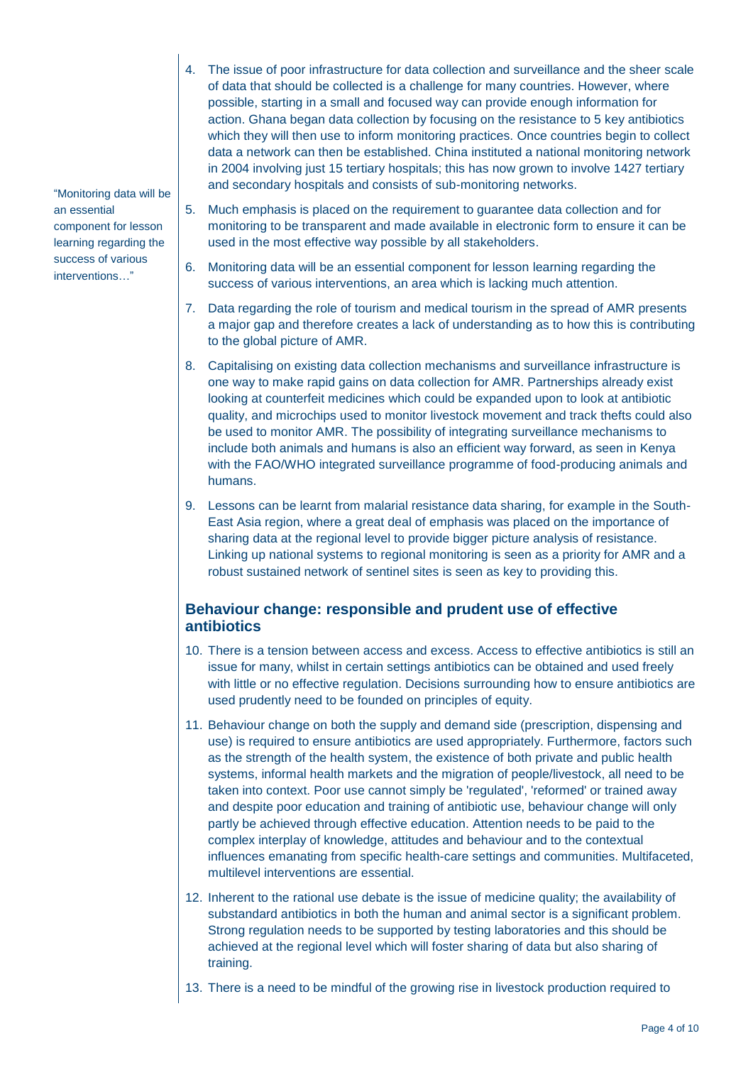> "Monitoring data will be an essential component for lesson learning regarding the success of various interventions…"

4. The issue of poor infrastructure for data collection and surveillance and the sheer scale of data that should be collected is a challenge for many countries. However, where possible, starting in a small and focused way can provide enough information for action. Ghana began data collection by focusing on the resistance to 5 key antibiotics which they will then use to inform monitoring practices. Once countries begin to collect data a network can then be established. China instituted a national monitoring network in 2004 involving just 15 tertiary hospitals; this has now grown to involve 1427 tertiary and secondary hospitals and consists of sub-monitoring networks.

5. Much emphasis is placed on the requirement to guarantee data collection and for monitoring to be transparent and made available in electronic form to ensure it can be used in the most effective way possible by all stakeholders.

6. Monitoring data will be an essential component for lesson learning regarding the success of various interventions, an area which is lacking much attention.

7. Data regarding the role of tourism and medical tourism in the spread of AMR presents a major gap and therefore creates a lack of understanding as to how this is contributing to the global picture of AMR.

8. Capitalising on existing data collection mechanisms and surveillance infrastructure is one way to make rapid gains on data collection for AMR. Partnerships already exist looking at counterfeit medicines which could be expanded upon to look at antibiotic quality, and microchips used to monitor livestock movement and track thefts could also be used to monitor AMR. The possibility of integrating surveillance mechanisms to include both animals and humans is also an efficient way forward, as seen in Kenya with the FAO/WHO integrated surveillance programme of food-producing animals and humans.

9. Lessons can be learnt from malarial resistance data sharing, for example in the South-East Asia region, where a great deal of emphasis was placed on the importance of sharing data at the regional level to provide bigger picture analysis of resistance. Linking up national systems to regional monitoring is seen as a priority for AMR and a robust sustained network of sentinel sites is seen as key to providing this.

## Behaviour change: responsible and prudent use of effective antibiotics

10. There is a tension between access and excess. Access to effective antibiotics is still an issue for many, whilst in certain settings antibiotics can be obtained and used freely with little or no effective regulation. Decisions surrounding how to ensure antibiotics are used prudently need to be founded on principles of equity.

11. Behaviour change on both the supply and demand side (prescription, dispensing and use) is required to ensure antibiotics are used appropriately. Furthermore, factors such as the strength of the health system, the existence of both private and public health systems, informal health markets and the migration of people/livestock, all need to be taken into context. Poor use cannot simply be 'regulated', 'reformed' or trained away and despite poor education and training of antibiotic use, behaviour change will only partly be achieved through effective education. Attention needs to be paid to the complex interplay of knowledge, attitudes and behaviour and to the contextual influences emanating from specific health-care settings and communities. Multifaceted, multilevel interventions are essential.

12. Inherent to the rational use debate is the issue of medicine quality; the availability of substandard antibiotics in both the human and animal sector is a significant problem. Strong regulation needs to be supported by testing laboratories and this should be achieved at the regional level which will foster sharing of data but also sharing of training.

13. There is a need to be mindful of the growing rise in livestock production required to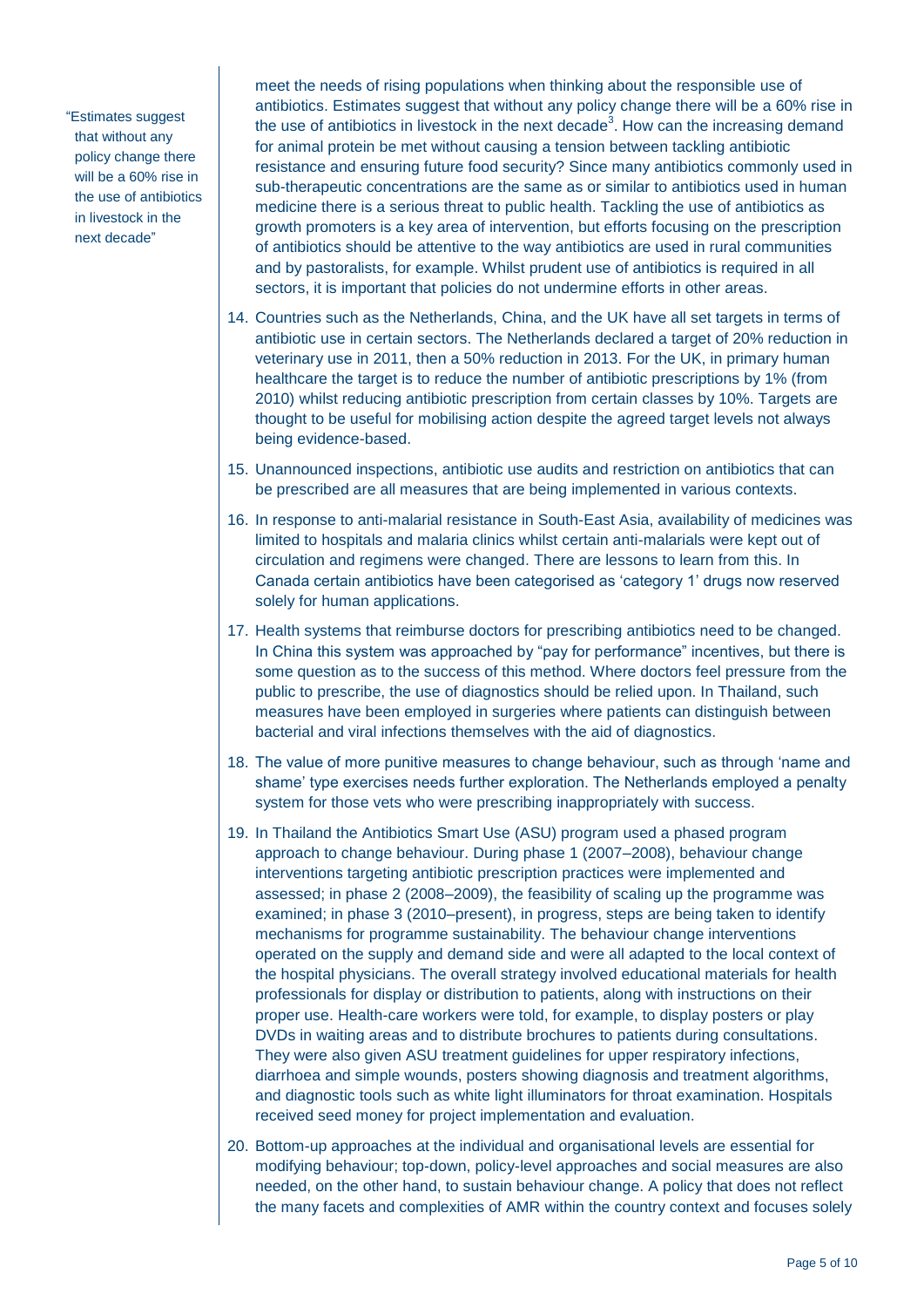"Estimates suggest that without any policy change there will be a 60% rise in the use of antibiotics in livestock in the next decade"

meet the needs of rising populations when thinking about the responsible use of antibiotics. Estimates suggest that without any policy change there will be a 60% rise in the use of antibiotics in livestock in the next decade[3]. How can the increasing demand for animal protein be met without causing a tension between tackling antibiotic resistance and ensuring future food security? Since many antibiotics commonly used in sub-therapeutic concentrations are the same as or similar to antibiotics used in human medicine there is a serious threat to public health. Tackling the use of antibiotics as growth promoters is a key area of intervention, but efforts focusing on the prescription of antibiotics should be attentive to the way antibiotics are used in rural communities and by pastoralists, for example. Whilst prudent use of antibiotics is required in all sectors, it is important that policies do not undermine efforts in other areas.

14. Countries such as the Netherlands, China, and the UK have all set targets in terms of antibiotic use in certain sectors. The Netherlands declared a target of 20% reduction in veterinary use in 2011, then a 50% reduction in 2013. For the UK, in primary human healthcare the target is to reduce the number of antibiotic prescriptions by 1% (from 2010) whilst reducing antibiotic prescription from certain classes by 10%. Targets are thought to be useful for mobilising action despite the agreed target levels not always being evidence-based.

15. Unannounced inspections, antibiotic use audits and restriction on antibiotics that can be prescribed are all measures that are being implemented in various contexts.

16. In response to anti-malarial resistance in South-East Asia, availability of medicines was limited to hospitals and malaria clinics whilst certain anti-malarials were kept out of circulation and regimens were changed. There are lessons to learn from this. In Canada certain antibiotics have been categorised as 'category 1' drugs now reserved solely for human applications.

17. Health systems that reimburse doctors for prescribing antibiotics need to be changed. In China this system was approached by "pay for performance" incentives, but there is some question as to the success of this method. Where doctors feel pressure from the public to prescribe, the use of diagnostics should be relied upon. In Thailand, such measures have been employed in surgeries where patients can distinguish between bacterial and viral infections themselves with the aid of diagnostics.

18. The value of more punitive measures to change behaviour, such as through 'name and shame' type exercises needs further exploration. The Netherlands employed a penalty system for those vets who were prescribing inappropriately with success.

19. In Thailand the Antibiotics Smart Use (ASU) program used a phased program approach to change behaviour. During phase 1 (2007–2008), behaviour change interventions targeting antibiotic prescription practices were implemented and assessed; in phase 2 (2008–2009), the feasibility of scaling up the programme was examined; in phase 3 (2010–present), in progress, steps are being taken to identify mechanisms for programme sustainability. The behaviour change interventions operated on the supply and demand side and were all adapted to the local context of the hospital physicians. The overall strategy involved educational materials for health professionals for display or distribution to patients, along with instructions on their proper use. Health-care workers were told, for example, to display posters or play DVDs in waiting areas and to distribute brochures to patients during consultations. They were also given ASU treatment guidelines for upper respiratory infections, diarrhoea and simple wounds, posters showing diagnosis and treatment algorithms, and diagnostic tools such as white light illuminators for throat examination. Hospitals received seed money for project implementation and evaluation.

20. Bottom-up approaches at the individual and organisational levels are essential for modifying behaviour; top-down, policy-level approaches and social measures are also needed, on the other hand, to sustain behaviour change. A policy that does not reflect the many facets and complexities of AMR within the country context and focuses solely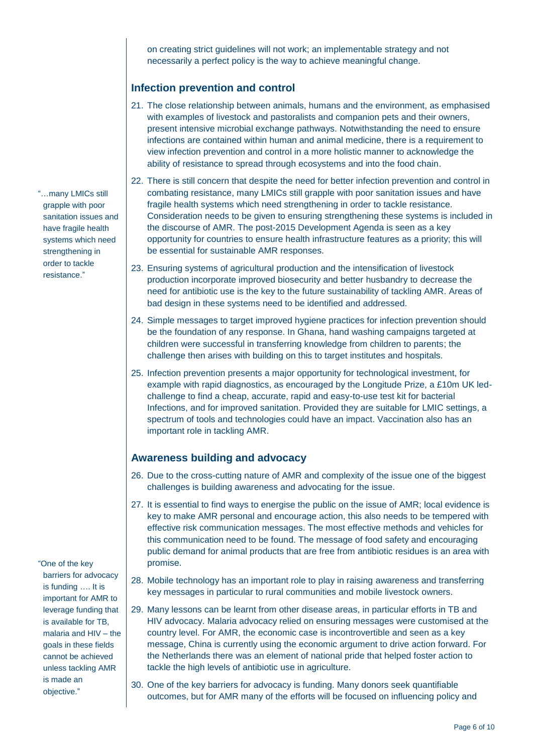on creating strict guidelines will not work; an implementable strategy and not necessarily a perfect policy is the way to achieve meaningful change.

## Infection prevention and control

21. The close relationship between animals, humans and the environment, as emphasised with examples of livestock and pastoralists and companion pets and their owners, present intensive microbial exchange pathways. Notwithstanding the need to ensure infections are contained within human and animal medicine, there is a requirement to view infection prevention and control in a more holistic manner to acknowledge the ability of resistance to spread through ecosystems and into the food chain.

22. There is still concern that despite the need for better infection prevention and control in combating resistance, many LMICs still grapple with poor sanitation issues and have fragile health systems which need strengthening in order to tackle resistance. Consideration needs to be given to ensuring strengthening these systems is included in the discourse of AMR. The post-2015 Development Agenda is seen as a key opportunity for countries to ensure health infrastructure features as a priority; this will be essential for sustainable AMR responses.

> "…many LMICs still grapple with poor sanitation issues and have fragile health systems which need strengthening in order to tackle resistance."

23. Ensuring systems of agricultural production and the intensification of livestock production incorporate improved biosecurity and better husbandry to decrease the need for antibiotic use is the key to the future sustainability of tackling AMR. Areas of bad design in these systems need to be identified and addressed.

24. Simple messages to target improved hygiene practices for infection prevention should be the foundation of any response. In Ghana, hand washing campaigns targeted at children were successful in transferring knowledge from children to parents; the challenge then arises with building on this to target institutes and hospitals.

25. Infection prevention presents a major opportunity for technological investment, for example with rapid diagnostics, as encouraged by the Longitude Prize, a £10m UK led-challenge to find a cheap, accurate, rapid and easy-to-use test kit for bacterial Infections, and for improved sanitation. Provided they are suitable for LMIC settings, a spectrum of tools and technologies could have an impact. Vaccination also has an important role in tackling AMR.

## Awareness building and advocacy

26. Due to the cross-cutting nature of AMR and complexity of the issue one of the biggest challenges is building awareness and advocating for the issue.

27. It is essential to find ways to energise the public on the issue of AMR; local evidence is key to make AMR personal and encourage action, this also needs to be tempered with effective risk communication messages. The most effective methods and vehicles for this communication need to be found. The message of food safety and encouraging public demand for animal products that are free from antibiotic residues is an area with promise.

28. Mobile technology has an important role to play in raising awareness and transferring key messages in particular to rural communities and mobile livestock owners.

29. Many lessons can be learnt from other disease areas, in particular efforts in TB and HIV advocacy. Malaria advocacy relied on ensuring messages were customised at the country level. For AMR, the economic case is incontrovertible and seen as a key message, China is currently using the economic argument to drive action forward. For the Netherlands there was an element of national pride that helped foster action to tackle the high levels of antibiotic use in agriculture.

> "One of the key barriers for advocacy is funding …. It is important for AMR to leverage funding that is available for TB, malaria and HIV – the goals in these fields cannot be achieved unless tackling AMR is made an objective."

30. One of the key barriers for advocacy is funding. Many donors seek quantifiable outcomes, but for AMR many of the efforts will be focused on influencing policy and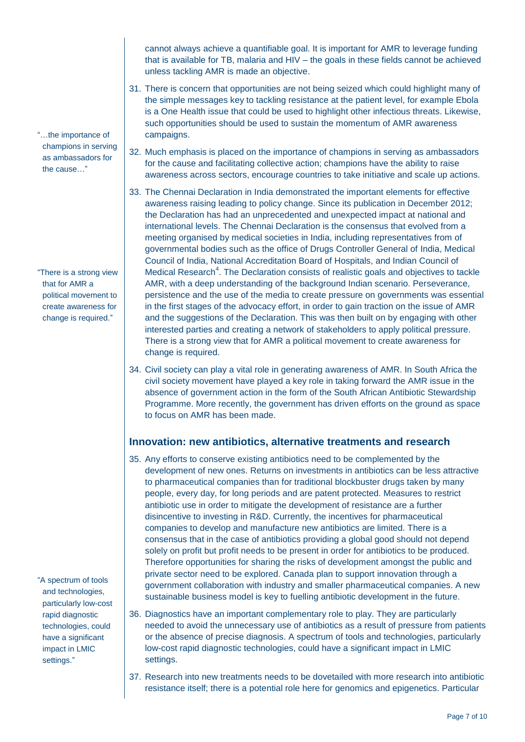cannot always achieve a quantifiable goal. It is important for AMR to leverage funding that is available for TB, malaria and HIV – the goals in these fields cannot be achieved unless tackling AMR is made an objective.

31. There is concern that opportunities are not being seized which could highlight many of the simple messages key to tackling resistance at the patient level, for example Ebola is a One Health issue that could be used to highlight other infectious threats. Likewise, such opportunities should be used to sustain the momentum of AMR awareness campaigns.

> "…the importance of champions in serving as ambassadors for the cause…"

32. Much emphasis is placed on the importance of champions in serving as ambassadors for the cause and facilitating collective action; champions have the ability to raise awareness across sectors, encourage countries to take initiative and scale up actions.

33. The Chennai Declaration in India demonstrated the important elements for effective awareness raising leading to policy change. Since its publication in December 2012; the Declaration has had an unprecedented and unexpected impact at national and international levels. The Chennai Declaration is the consensus that evolved from a meeting organised by medical societies in India, including representatives from of governmental bodies such as the office of Drugs Controller General of India, Medical Council of India, National Accreditation Board of Hospitals, and Indian Council of Medical Research[4]. The Declaration consists of realistic goals and objectives to tackle AMR, with a deep understanding of the background Indian scenario. Perseverance, persistence and the use of the media to create pressure on governments was essential in the first stages of the advocacy effort, in order to gain traction on the issue of AMR and the suggestions of the Declaration. This was then built on by engaging with other interested parties and creating a network of stakeholders to apply political pressure. There is a strong view that for AMR a political movement to create awareness for change is required.

> "There is a strong view that for AMR a political movement to create awareness for change is required."

34. Civil society can play a vital role in generating awareness of AMR. In South Africa the civil society movement have played a key role in taking forward the AMR issue in the absence of government action in the form of the South African Antibiotic Stewardship Programme. More recently, the government has driven efforts on the ground as space to focus on AMR has been made.

## Innovation: new antibiotics, alternative treatments and research

35. Any efforts to conserve existing antibiotics need to be complemented by the development of new ones. Returns on investments in antibiotics can be less attractive to pharmaceutical companies than for traditional blockbuster drugs taken by many people, every day, for long periods and are patent protected. Measures to restrict antibiotic use in order to mitigate the development of resistance are a further disincentive to investing in R&D. Currently, the incentives for pharmaceutical companies to develop and manufacture new antibiotics are limited. There is a consensus that in the case of antibiotics providing a global good should not depend solely on profit but profit needs to be present in order for antibiotics to be produced. Therefore opportunities for sharing the risks of development amongst the public and private sector need to be explored. Canada plan to support innovation through a government collaboration with industry and smaller pharmaceutical companies. A new sustainable business model is key to fuelling antibiotic development in the future.

> "A spectrum of tools and technologies, particularly low-cost rapid diagnostic technologies, could have a significant impact in LMIC settings."

36. Diagnostics have an important complementary role to play. They are particularly needed to avoid the unnecessary use of antibiotics as a result of pressure from patients or the absence of precise diagnosis. A spectrum of tools and technologies, particularly low-cost rapid diagnostic technologies, could have a significant impact in LMIC settings.

37. Research into new treatments needs to be dovetailed with more research into antibiotic resistance itself; there is a potential role here for genomics and epigenetics. Particular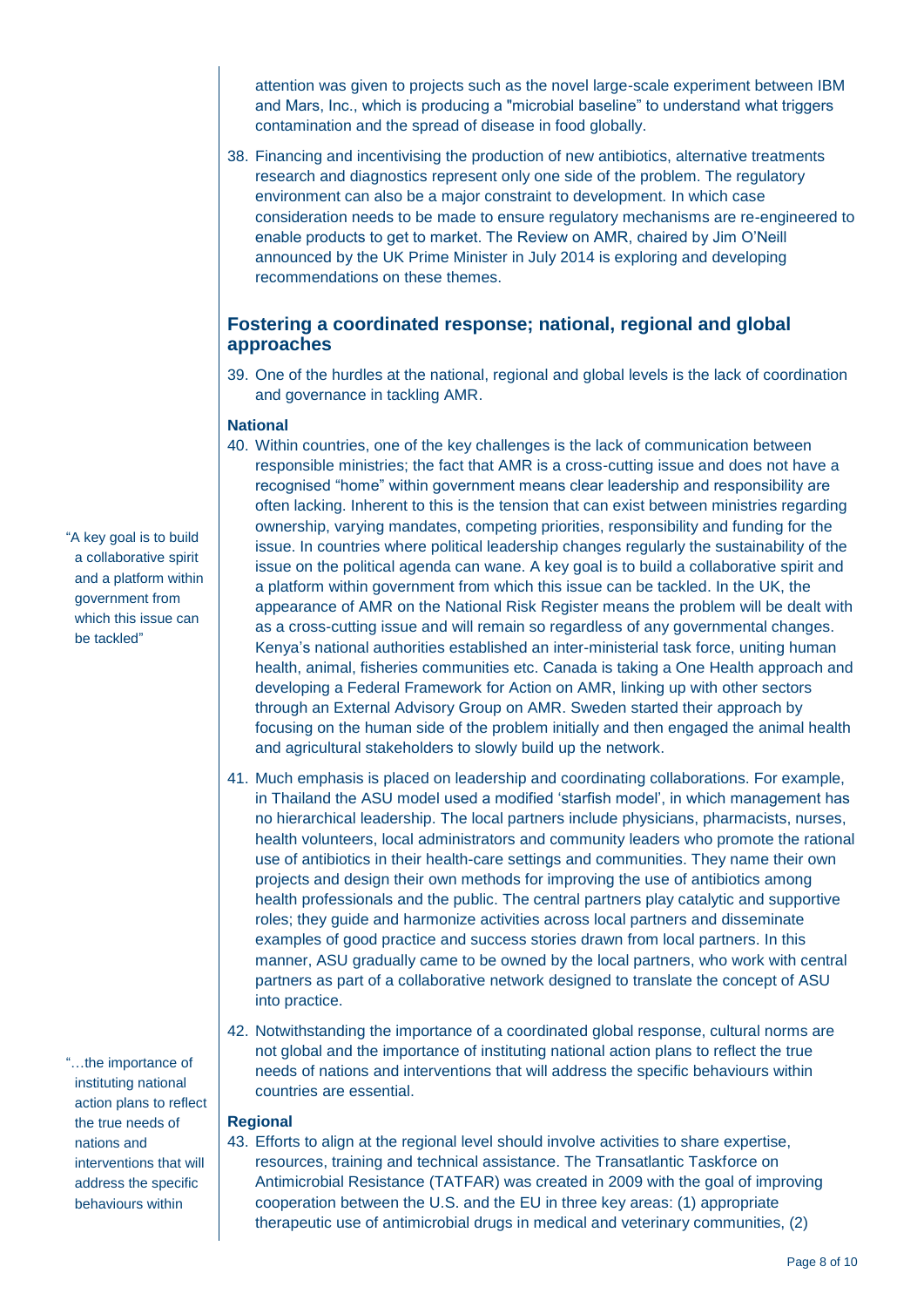attention was given to projects such as the novel large-scale experiment between IBM and Mars, Inc., which is producing a "microbial baseline" to understand what triggers contamination and the spread of disease in food globally.

38. Financing and incentivising the production of new antibiotics, alternative treatments research and diagnostics represent only one side of the problem. The regulatory environment can also be a major constraint to development. In which case consideration needs to be made to ensure regulatory mechanisms are re-engineered to enable products to get to market. The Review on AMR, chaired by Jim O'Neill announced by the UK Prime Minister in July 2014 is exploring and developing recommendations on these themes.

## Fostering a coordinated response; national, regional and global approaches

39. One of the hurdles at the national, regional and global levels is the lack of coordination and governance in tackling AMR.

### National

40. Within countries, one of the key challenges is the lack of communication between responsible ministries; the fact that AMR is a cross-cutting issue and does not have a recognised "home" within government means clear leadership and responsibility are often lacking. Inherent to this is the tension that can exist between ministries regarding ownership, varying mandates, competing priorities, responsibility and funding for the issue. In countries where political leadership changes regularly the sustainability of the issue on the political agenda can wane. A key goal is to build a collaborative spirit and a platform within government from which this issue can be tackled. In the UK, the appearance of AMR on the National Risk Register means the problem will be dealt with as a cross-cutting issue and will remain so regardless of any governmental changes. Kenya's national authorities established an inter-ministerial task force, uniting human health, animal, fisheries communities etc. Canada is taking a One Health approach and developing a Federal Framework for Action on AMR, linking up with other sectors through an External Advisory Group on AMR. Sweden started their approach by focusing on the human side of the problem initially and then engaged the animal health and agricultural stakeholders to slowly build up the network.

"A key goal is to build a collaborative spirit and a platform within government from which this issue can be tackled"

41. Much emphasis is placed on leadership and coordinating collaborations. For example, in Thailand the ASU model used a modified 'starfish model', in which management has no hierarchical leadership. The local partners include physicians, pharmacists, nurses, health volunteers, local administrators and community leaders who promote the rational use of antibiotics in their health-care settings and communities. They name their own projects and design their own methods for improving the use of antibiotics among health professionals and the public. The central partners play catalytic and supportive roles; they guide and harmonize activities across local partners and disseminate examples of good practice and success stories drawn from local partners. In this manner, ASU gradually came to be owned by the local partners, who work with central partners as part of a collaborative network designed to translate the concept of ASU into practice.

42. Notwithstanding the importance of a coordinated global response, cultural norms are not global and the importance of instituting national action plans to reflect the true needs of nations and interventions that will address the specific behaviours within countries are essential.

"…the importance of instituting national action plans to reflect the true needs of nations and interventions that will address the specific behaviours within

### Regional

43. Efforts to align at the regional level should involve activities to share expertise, resources, training and technical assistance. The Transatlantic Taskforce on Antimicrobial Resistance (TATFAR) was created in 2009 with the goal of improving cooperation between the U.S. and the EU in three key areas: (1) appropriate therapeutic use of antimicrobial drugs in medical and veterinary communities, (2)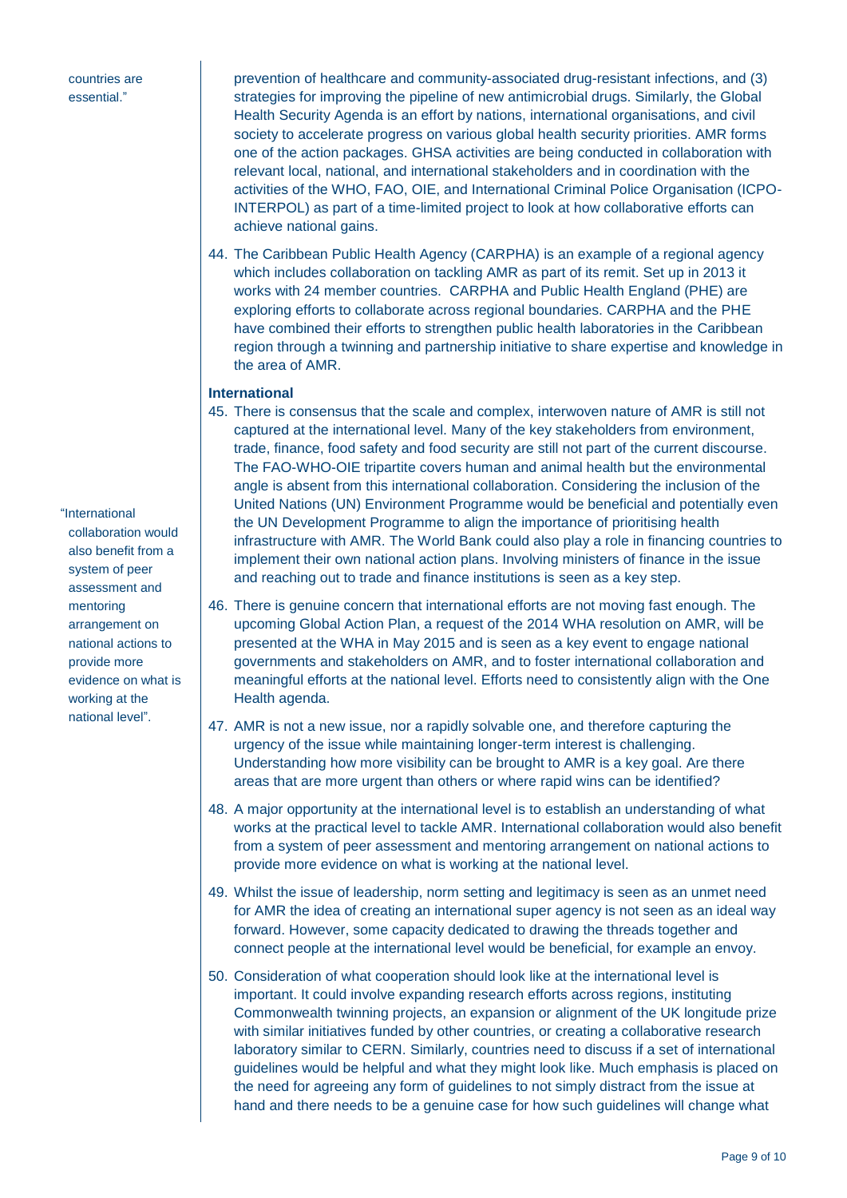countries are essential."

prevention of healthcare and community-associated drug-resistant infections, and (3) strategies for improving the pipeline of new antimicrobial drugs. Similarly, the Global Health Security Agenda is an effort by nations, international organisations, and civil society to accelerate progress on various global health security priorities. AMR forms one of the action packages. GHSA activities are being conducted in collaboration with relevant local, national, and international stakeholders and in coordination with the activities of the WHO, FAO, OIE, and International Criminal Police Organisation (ICPO-INTERPOL) as part of a time-limited project to look at how collaborative efforts can achieve national gains.

44. The Caribbean Public Health Agency (CARPHA) is an example of a regional agency which includes collaboration on tackling AMR as part of its remit. Set up in 2013 it works with 24 member countries. CARPHA and Public Health England (PHE) are exploring efforts to collaborate across regional boundaries. CARPHA and the PHE have combined their efforts to strengthen public health laboratories in the Caribbean region through a twinning and partnership initiative to share expertise and knowledge in the area of AMR.

**International**

45. There is consensus that the scale and complex, interwoven nature of AMR is still not captured at the international level. Many of the key stakeholders from environment, trade, finance, food safety and food security are still not part of the current discourse. The FAO-WHO-OIE tripartite covers human and animal health but the environmental angle is absent from this international collaboration. Considering the inclusion of the United Nations (UN) Environment Programme would be beneficial and potentially even the UN Development Programme to align the importance of prioritising health infrastructure with AMR. The World Bank could also play a role in financing countries to implement their own national action plans. Involving ministers of finance in the issue and reaching out to trade and finance institutions is seen as a key step.

"International collaboration would also benefit from a system of peer assessment and mentoring arrangement on national actions to provide more evidence on what is working at the national level".

46. There is genuine concern that international efforts are not moving fast enough. The upcoming Global Action Plan, a request of the 2014 WHA resolution on AMR, will be presented at the WHA in May 2015 and is seen as a key event to engage national governments and stakeholders on AMR, and to foster international collaboration and meaningful efforts at the national level. Efforts need to consistently align with the One Health agenda.

47. AMR is not a new issue, nor a rapidly solvable one, and therefore capturing the urgency of the issue while maintaining longer-term interest is challenging. Understanding how more visibility can be brought to AMR is a key goal. Are there areas that are more urgent than others or where rapid wins can be identified?

48. A major opportunity at the international level is to establish an understanding of what works at the practical level to tackle AMR. International collaboration would also benefit from a system of peer assessment and mentoring arrangement on national actions to provide more evidence on what is working at the national level.

49. Whilst the issue of leadership, norm setting and legitimacy is seen as an unmet need for AMR the idea of creating an international super agency is not seen as an ideal way forward. However, some capacity dedicated to drawing the threads together and connect people at the international level would be beneficial, for example an envoy.

50. Consideration of what cooperation should look like at the international level is important. It could involve expanding research efforts across regions, instituting Commonwealth twinning projects, an expansion or alignment of the UK longitude prize with similar initiatives funded by other countries, or creating a collaborative research laboratory similar to CERN. Similarly, countries need to discuss if a set of international guidelines would be helpful and what they might look like. Much emphasis is placed on the need for agreeing any form of guidelines to not simply distract from the issue at hand and there needs to be a genuine case for how such guidelines will change what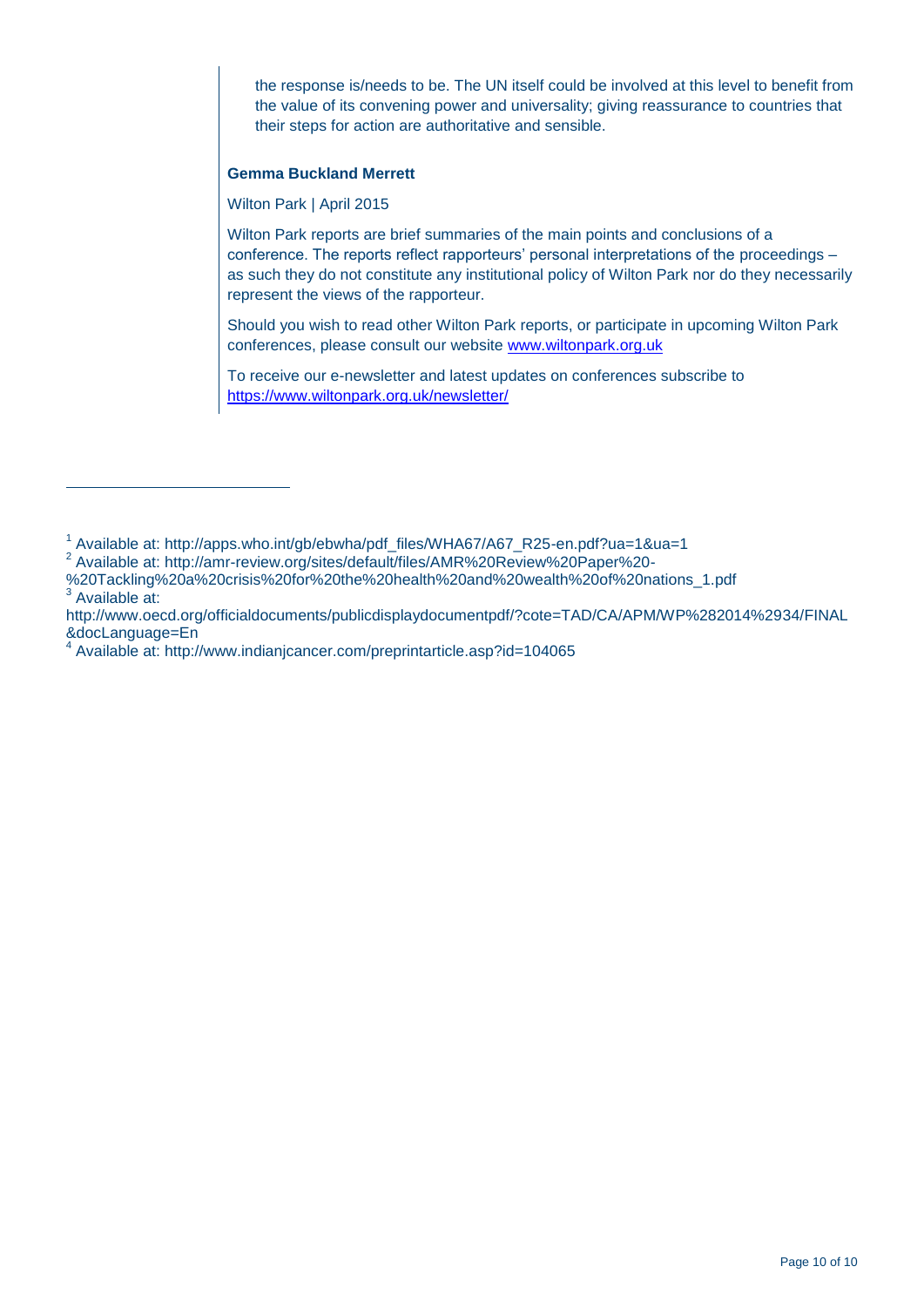the response is/needs to be. The UN itself could be involved at this level to benefit from the value of its convening power and universality; giving reassurance to countries that their steps for action are authoritative and sensible.

**Gemma Buckland Merrett**

Wilton Park | April 2015

Wilton Park reports are brief summaries of the main points and conclusions of a conference. The reports reflect rapporteurs' personal interpretations of the proceedings – as such they do not constitute any institutional policy of Wilton Park nor do they necessarily represent the views of the rapporteur.

Should you wish to read other Wilton Park reports, or participate in upcoming Wilton Park conferences, please consult our website [www.wiltonpark.org.uk](http://www.wiltonpark.org.uk)

To receive our e-newsletter and latest updates on conferences subscribe to [https://www.wiltonpark.org.uk/newsletter/](https://www.wiltonpark.org.uk/newsletter/)

---

[1] Available at: http://apps.who.int/gb/ebwha/pdf_files/WHA67/A67_R25-en.pdf?ua=1&ua=1

[2] Available at: http://amr-review.org/sites/default/files/AMR%20Review%20Paper%20-%20Tackling%20a%20crisis%20for%20the%20health%20and%20wealth%20of%20nations_1.pdf

[3] Available at: http://www.oecd.org/officialdocuments/publicdisplaydocumentpdf/?cote=TAD/CA/APM/WP%282014%2934/FINAL&docLanguage=En

[4] Available at: http://www.indianjcancer.com/preprintarticle.asp?id=104065